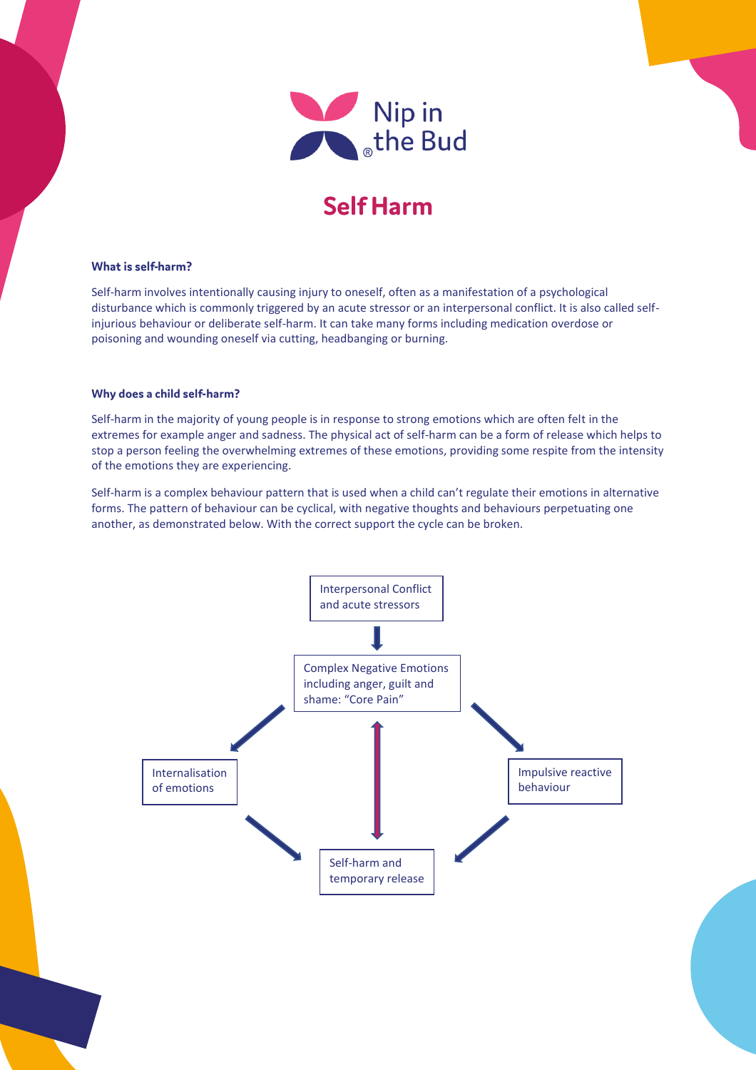Nip in the Bud®

# Self Harm

### What is self-harm?

Self-harm involves intentionally causing injury to oneself, often as a manifestation of a psychological disturbance which is commonly triggered by an acute stressor or an interpersonal conflict. It is also called self-injurious behaviour or deliberate self-harm. It can take many forms including medication overdose or poisoning and wounding oneself via cutting, headbanging or burning.

### Why does a child self-harm?

Self-harm in the majority of young people is in response to strong emotions which are often felt in the extremes for example anger and sadness. The physical act of self-harm can be a form of release which helps to stop a person feeling the overwhelming extremes of these emotions, providing some respite from the intensity of the emotions they are experiencing.

Self-harm is a complex behaviour pattern that is used when a child can't regulate their emotions in alternative forms. The pattern of behaviour can be cyclical, with negative thoughts and behaviours perpetuating one another, as demonstrated below. With the correct support the cycle can be broken.

Interpersonal Conflict and acute stressors

Complex Negative Emotions including anger, guilt and shame: "Core Pain"

Internalisation of emotions

Impulsive reactive behaviour

Self-harm and temporary release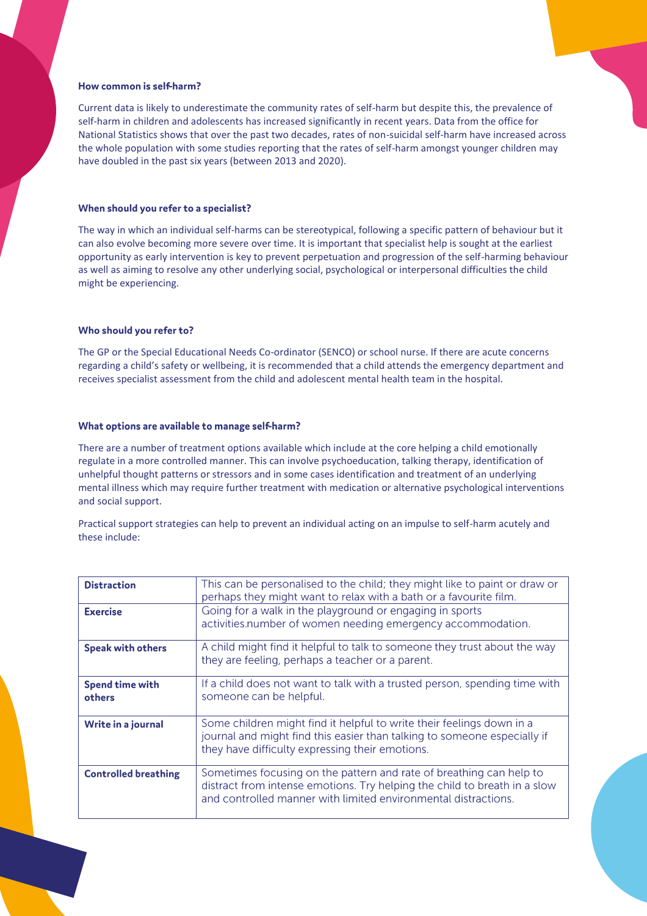### How common is self-harm?

Current data is likely to underestimate the community rates of self-harm but despite this, the prevalence of self-harm in children and adolescents has increased significantly in recent years. Data from the office for National Statistics shows that over the past two decades, rates of non-suicidal self-harm have increased across the whole population with some studies reporting that the rates of self-harm amongst younger children may have doubled in the past six years (between 2013 and 2020).

### When should you refer to a specialist?

The way in which an individual self-harms can be stereotypical, following a specific pattern of behaviour but it can also evolve becoming more severe over time. It is important that specialist help is sought at the earliest opportunity as early intervention is key to prevent perpetuation and progression of the self-harming behaviour as well as aiming to resolve any other underlying social, psychological or interpersonal difficulties the child might be experiencing.

### Who should you refer to?

The GP or the Special Educational Needs Co-ordinator (SENCO) or school nurse. If there are acute concerns regarding a child's safety or wellbeing, it is recommended that a child attends the emergency department and receives specialist assessment from the child and adolescent mental health team in the hospital.

### What options are available to manage self-harm?

There are a number of treatment options available which include at the core helping a child emotionally regulate in a more controlled manner. This can involve psychoeducation, talking therapy, identification of unhelpful thought patterns or stressors and in some cases identification and treatment of an underlying mental illness which may require further treatment with medication or alternative psychological interventions and social support.

Practical support strategies can help to prevent an individual acting on an impulse to self-harm acutely and these include:

| | |
|---|---|
| **Distraction** | This can be personalised to the child; they might like to paint or draw or perhaps they might want to relax with a bath or a favourite film. |
| **Exercise** | Going for a walk in the playground or engaging in sports activities.number of women needing emergency accommodation. |
| **Speak with others** | A child might find it helpful to talk to someone they trust about the way they are feeling, perhaps a teacher or a parent. |
| **Spend time with others** | If a child does not want to talk with a trusted person, spending time with someone can be helpful. |
| **Write in a journal** | Some children might find it helpful to write their feelings down in a journal and might find this easier than talking to someone especially if they have difficulty expressing their emotions. |
| **Controlled breathing** | Sometimes focusing on the pattern and rate of breathing can help to distract from intense emotions. Try helping the child to breath in a slow and controlled manner with limited environmental distractions. |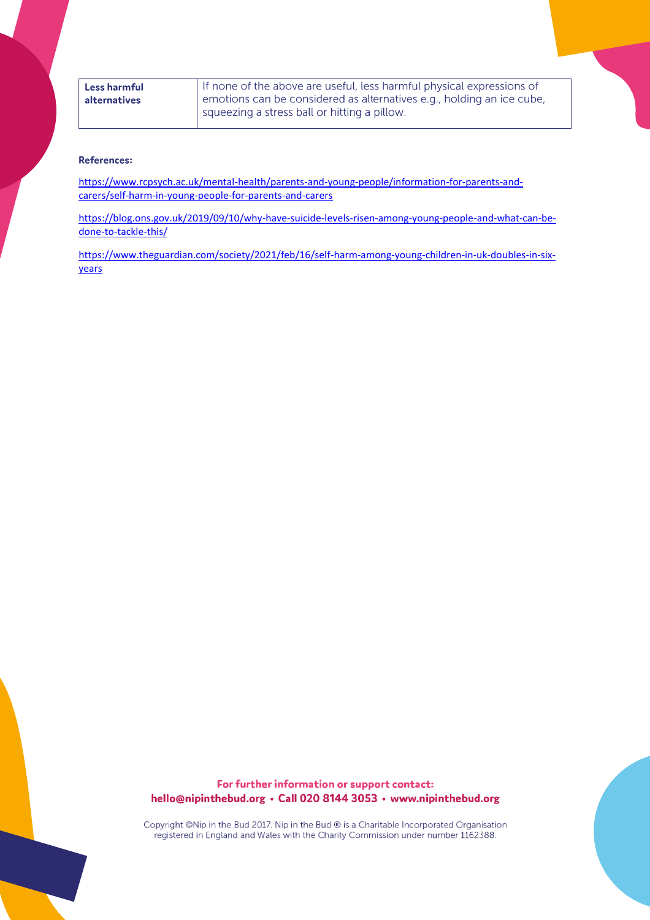| | |
|---|---|
| **Less harmful alternatives** | If none of the above are useful, less harmful physical expressions of emotions can be considered as alternatives e.g., holding an ice cube, squeezing a stress ball or hitting a pillow. |

**References:**

https://www.rcpsych.ac.uk/mental-health/parents-and-young-people/information-for-parents-and-carers/self-harm-in-young-people-for-parents-and-carers

https://blog.ons.gov.uk/2019/09/10/why-have-suicide-levels-risen-among-young-people-and-what-can-be-done-to-tackle-this/

https://www.theguardian.com/society/2021/feb/16/self-harm-among-young-children-in-uk-doubles-in-six-years

**For further information or support contact:**
**hello@nipinthebud.org • Call 020 8144 3053 • www.nipinthebud.org**

Copyright ©Nip in the Bud 2017. Nip in the Bud ® is a Charitable Incorporated Organisation registered in England and Wales with the Charity Commission under number 1162388.